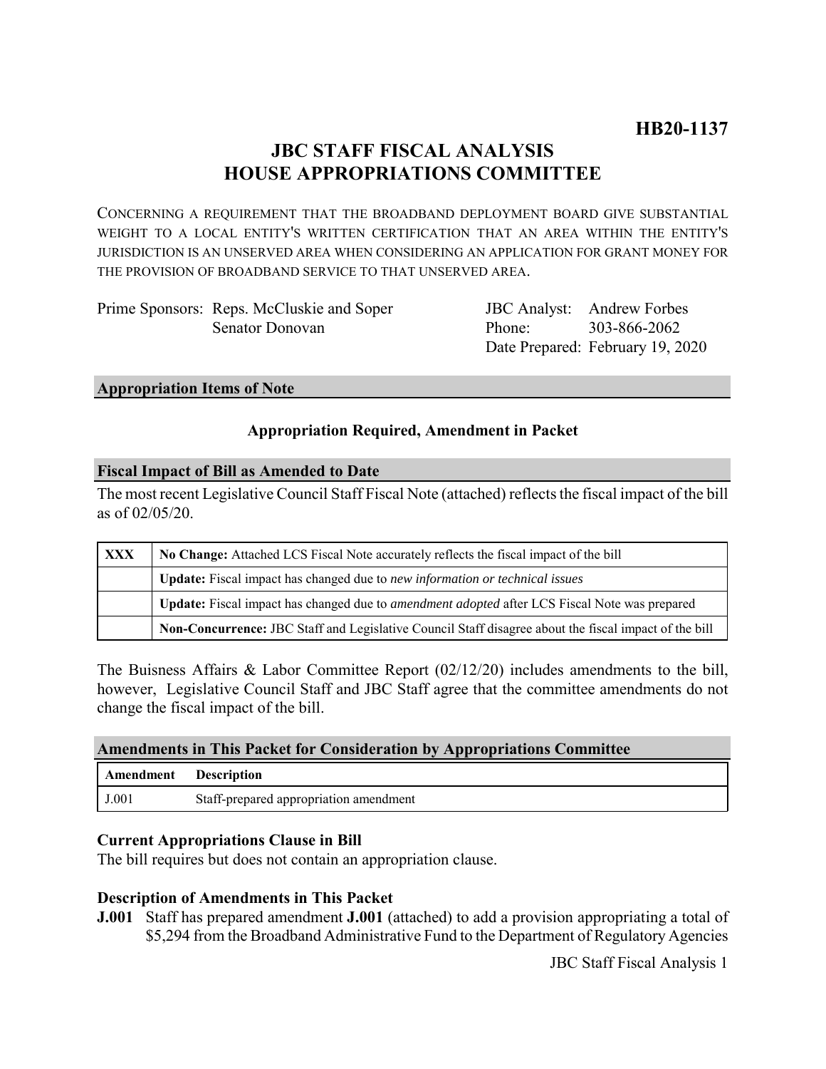**HB20-1137**

# JBC STAFF FISCAL ANALYSIS
# HOUSE APPROPRIATIONS COMMITTEE

CONCERNING A REQUIREMENT THAT THE BROADBAND DEPLOYMENT BOARD GIVE SUBSTANTIAL WEIGHT TO A LOCAL ENTITY'S WRITTEN CERTIFICATION THAT AN AREA WITHIN THE ENTITY'S JURISDICTION IS AN UNSERVED AREA WHEN CONSIDERING AN APPLICATION FOR GRANT MONEY FOR THE PROVISION OF BROADBAND SERVICE TO THAT UNSERVED AREA.

Prime Sponsors: Reps. McCluskie and Soper
Senator Donovan

JBC Analyst: Andrew Forbes
Phone: 303-866-2062
Date Prepared: February 19, 2020

## Appropriation Items of Note

**Appropriation Required, Amendment in Packet**

## Fiscal Impact of Bill as Amended to Date

The most recent Legislative Council Staff Fiscal Note (attached) reflects the fiscal impact of the bill as of 02/05/20.

| | |
|---|---|
| XXX | **No Change:** Attached LCS Fiscal Note accurately reflects the fiscal impact of the bill |
| | **Update:** Fiscal impact has changed due to *new information or technical issues* |
| | **Update:** Fiscal impact has changed due to *amendment adopted* after LCS Fiscal Note was prepared |
| | **Non-Concurrence:** JBC Staff and Legislative Council Staff disagree about the fiscal impact of the bill |

The Buisness Affairs & Labor Committee Report (02/12/20) includes amendments to the bill, however, Legislative Council Staff and JBC Staff agree that the committee amendments do not change the fiscal impact of the bill.

## Amendments in This Packet for Consideration by Appropriations Committee

| Amendment | Description |
|---|---|
| J.001 | Staff-prepared appropriation amendment |

### Current Appropriations Clause in Bill

The bill requires but does not contain an appropriation clause.

### Description of Amendments in This Packet

**J.001** Staff has prepared amendment **J.001** (attached) to add a provision appropriating a total of $5,294 from the Broadband Administrative Fund to the Department of Regulatory Agencies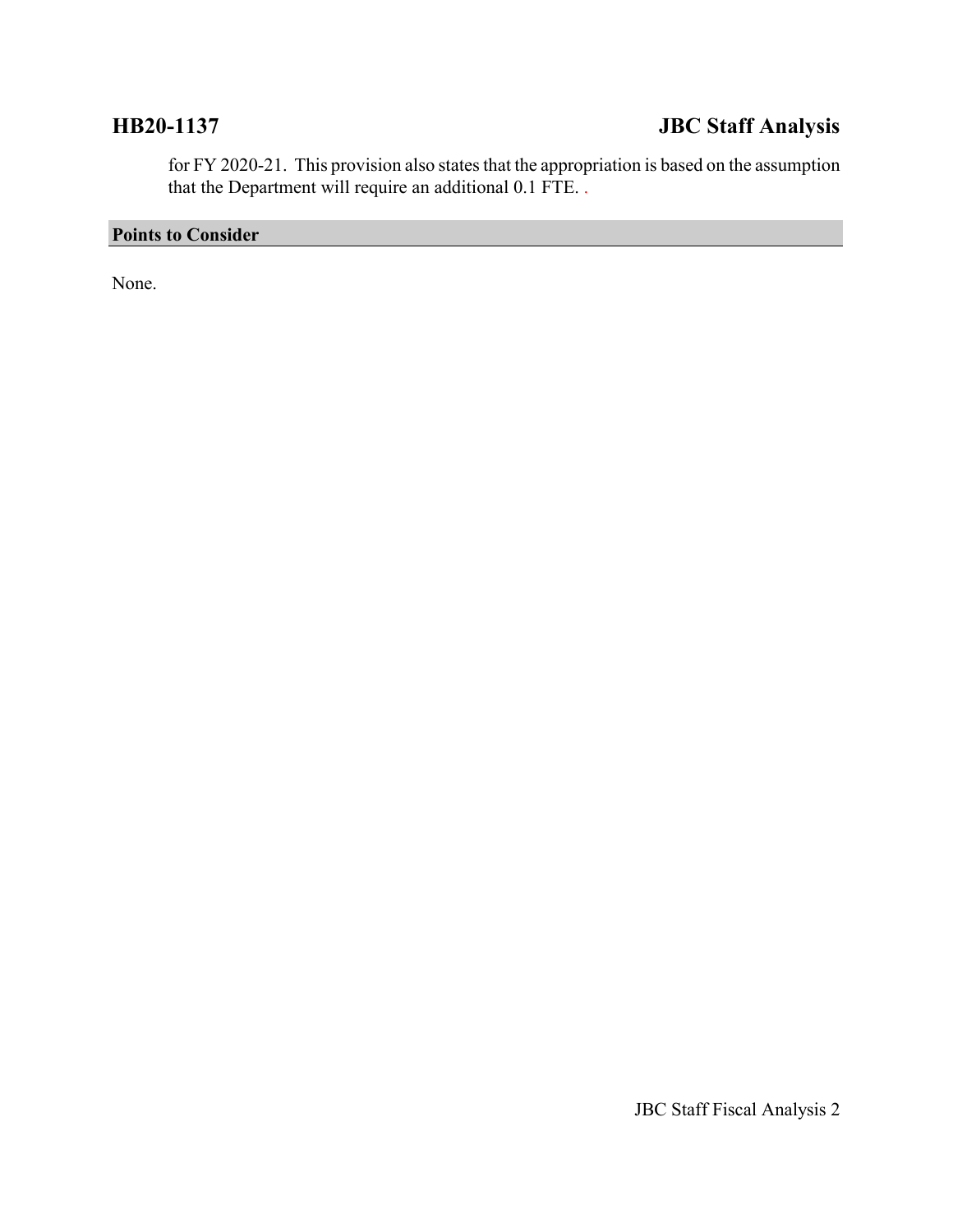for FY 2020-21. This provision also states that the appropriation is based on the assumption that the Department will require an additional 0.1 FTE. .

## Points to Consider

None.